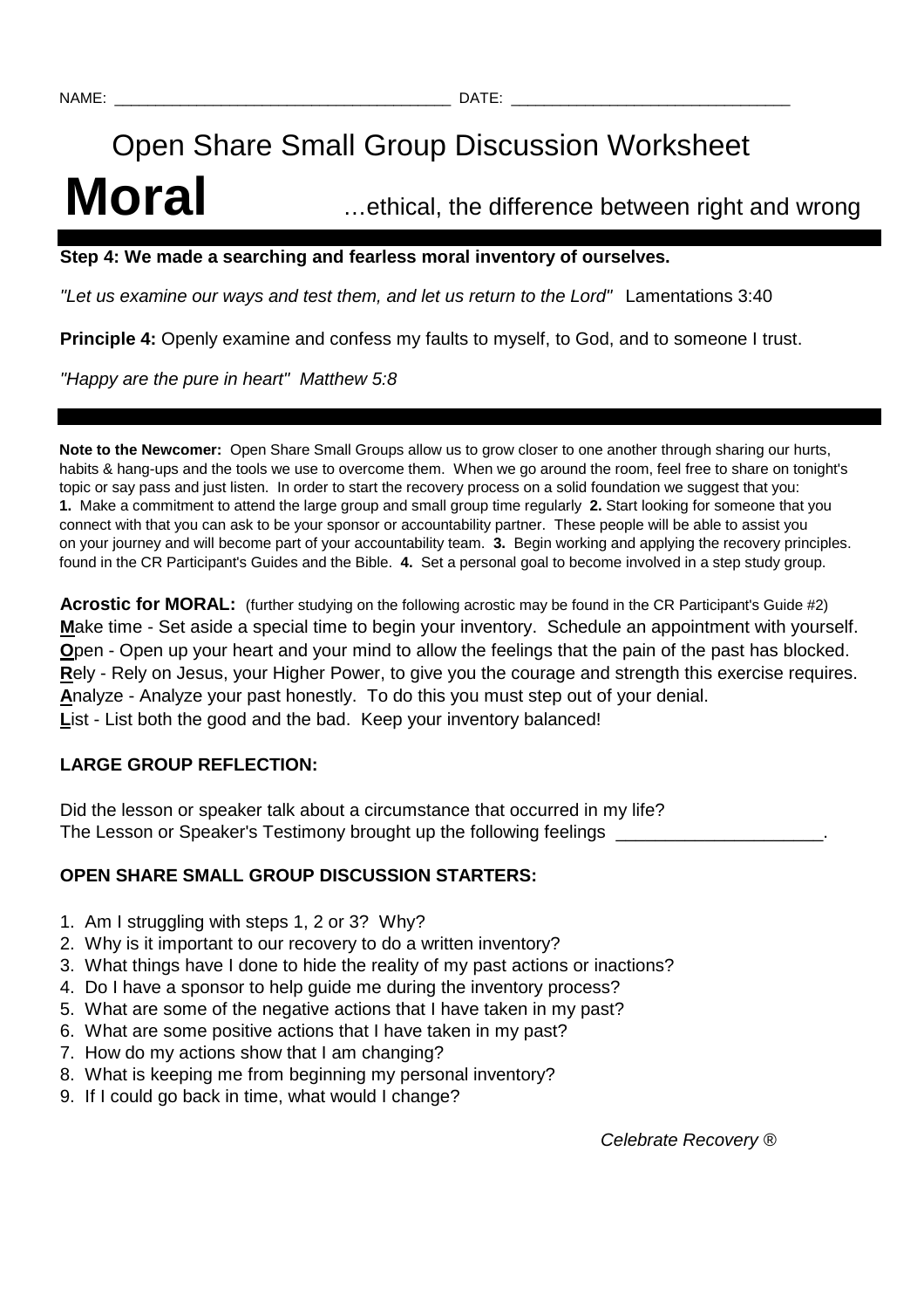NAME: ______________________________________ DATE: ________________________________

# Open Share Small Group Discussion Worksheet

# Moral …ethical, the difference between right and wrong

**Step 4: We made a searching and fearless moral inventory of ourselves.**

*"Let us examine our ways and test them, and let us return to the Lord"* Lamentations 3:40

**Principle 4:** Openly examine and confess my faults to myself, to God, and to someone I trust.

*"Happy are the pure in heart" Matthew 5:8*

**Note to the Newcomer:** Open Share Small Groups allow us to grow closer to one another through sharing our hurts, habits & hang-ups and the tools we use to overcome them. When we go around the room, feel free to share on tonight's topic or say pass and just listen. In order to start the recovery process on a solid foundation we suggest that you: **1.** Make a commitment to attend the large group and small group time regularly **2.** Start looking for someone that you connect with that you can ask to be your sponsor or accountability partner. These people will be able to assist you on your journey and will become part of your accountability team. **3.** Begin working and applying the recovery principles. found in the CR Participant's Guides and the Bible. **4.** Set a personal goal to become involved in a step study group.

**Acrostic for MORAL:** (further studying on the following acrostic may be found in the CR Participant's Guide #2)
**M**ake time - Set aside a special time to begin your inventory. Schedule an appointment with yourself.
**O**pen - Open up your heart and your mind to allow the feelings that the pain of the past has blocked.
**R**ely - Rely on Jesus, your Higher Power, to give you the courage and strength this exercise requires.
**A**nalyze - Analyze your past honestly. To do this you must step out of your denial.
**L**ist - List both the good and the bad. Keep your inventory balanced!

**LARGE GROUP REFLECTION:**

Did the lesson or speaker talk about a circumstance that occurred in my life?
The Lesson or Speaker's Testimony brought up the following feelings ____________________.

**OPEN SHARE SMALL GROUP DISCUSSION STARTERS:**

1. Am I struggling with steps 1, 2 or 3? Why?
2. Why is it important to our recovery to do a written inventory?
3. What things have I done to hide the reality of my past actions or inactions?
4. Do I have a sponsor to help guide me during the inventory process?
5. What are some of the negative actions that I have taken in my past?
6. What are some positive actions that I have taken in my past?
7. How do my actions show that I am changing?
8. What is keeping me from beginning my personal inventory?
9. If I could go back in time, what would I change?

*Celebrate Recovery ®*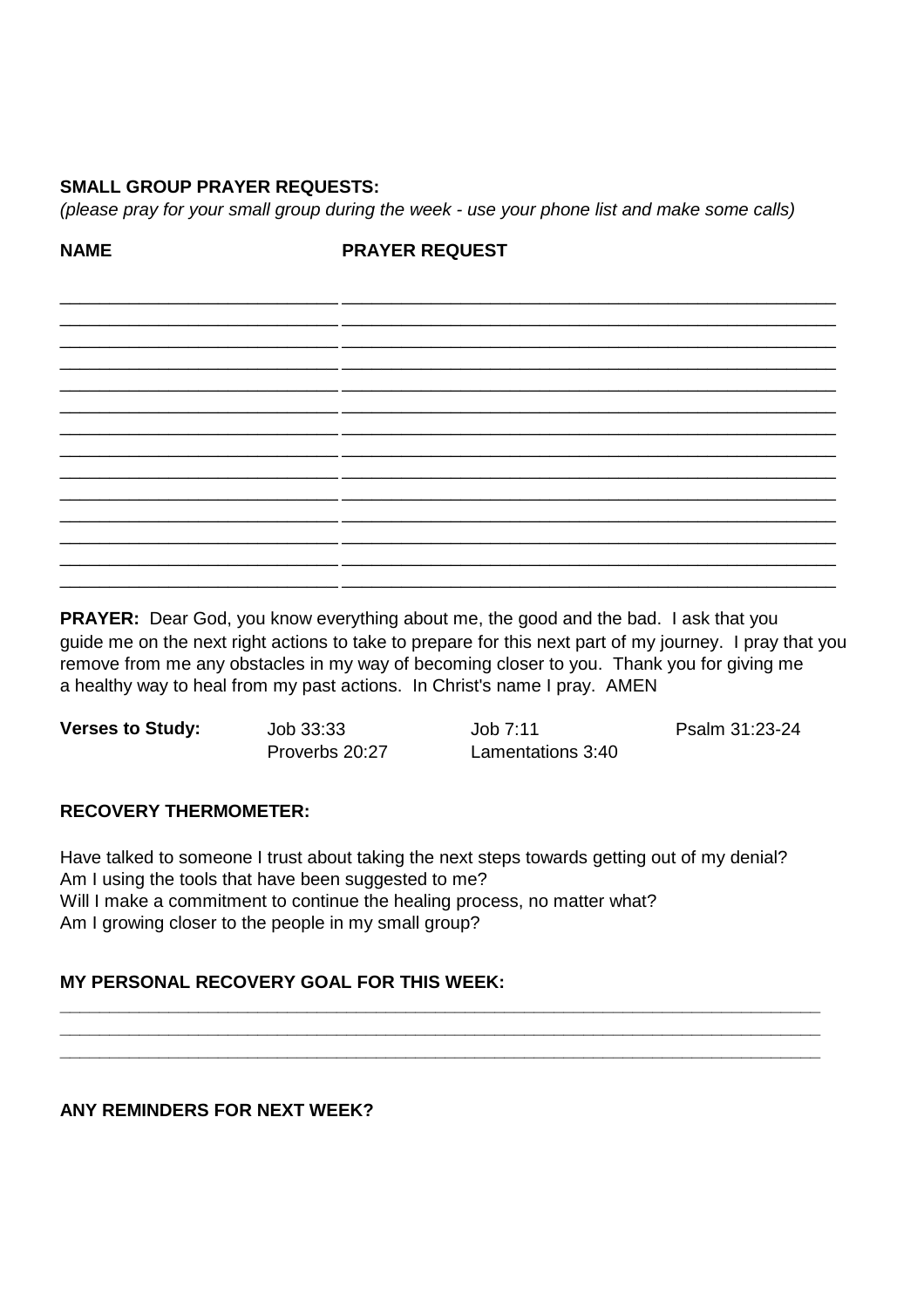**SMALL GROUP PRAYER REQUESTS:**
*(please pray for your small group during the week - use your phone list and make some calls)*

| NAME | PRAYER REQUEST |
| --- | --- |
| | |
| | |
| | |
| | |
| | |
| | |
| | |
| | |
| | |
| | |
| | |
| | |
| | |
| | |

**PRAYER:** Dear God, you know everything about me, the good and the bad. I ask that you guide me on the next right actions to take to prepare for this next part of my journey. I pray that you remove from me any obstacles in my way of becoming closer to you. Thank you for giving me a healthy way to heal from my past actions. In Christ's name I pray. AMEN

| | | | |
| --- | --- | --- | --- |
| **Verses to Study:** | Job 33:33 | Job 7:11 | Psalm 31:23-24 |
| | Proverbs 20:27 | Lamentations 3:40 | |

**RECOVERY THERMOMETER:**

Have talked to someone I trust about taking the next steps towards getting out of my denial?
Am I using the tools that have been suggested to me?
Will I make a commitment to continue the healing process, no matter what?
Am I growing closer to the people in my small group?

**MY PERSONAL RECOVERY GOAL FOR THIS WEEK:**

\_\_\_\_\_\_\_\_\_\_\_\_\_\_\_\_\_\_\_\_\_\_\_\_\_\_\_\_\_\_\_\_\_\_\_\_\_\_\_\_\_\_\_\_\_\_\_\_\_\_\_\_\_\_\_\_\_\_\_\_\_\_\_\_\_\_\_\_\_\_\_\_\_\_\_\_
\_\_\_\_\_\_\_\_\_\_\_\_\_\_\_\_\_\_\_\_\_\_\_\_\_\_\_\_\_\_\_\_\_\_\_\_\_\_\_\_\_\_\_\_\_\_\_\_\_\_\_\_\_\_\_\_\_\_\_\_\_\_\_\_\_\_\_\_\_\_\_\_\_\_\_\_
\_\_\_\_\_\_\_\_\_\_\_\_\_\_\_\_\_\_\_\_\_\_\_\_\_\_\_\_\_\_\_\_\_\_\_\_\_\_\_\_\_\_\_\_\_\_\_\_\_\_\_\_\_\_\_\_\_\_\_\_\_\_\_\_\_\_\_\_\_\_\_\_\_\_\_\_

**ANY REMINDERS FOR NEXT WEEK?**